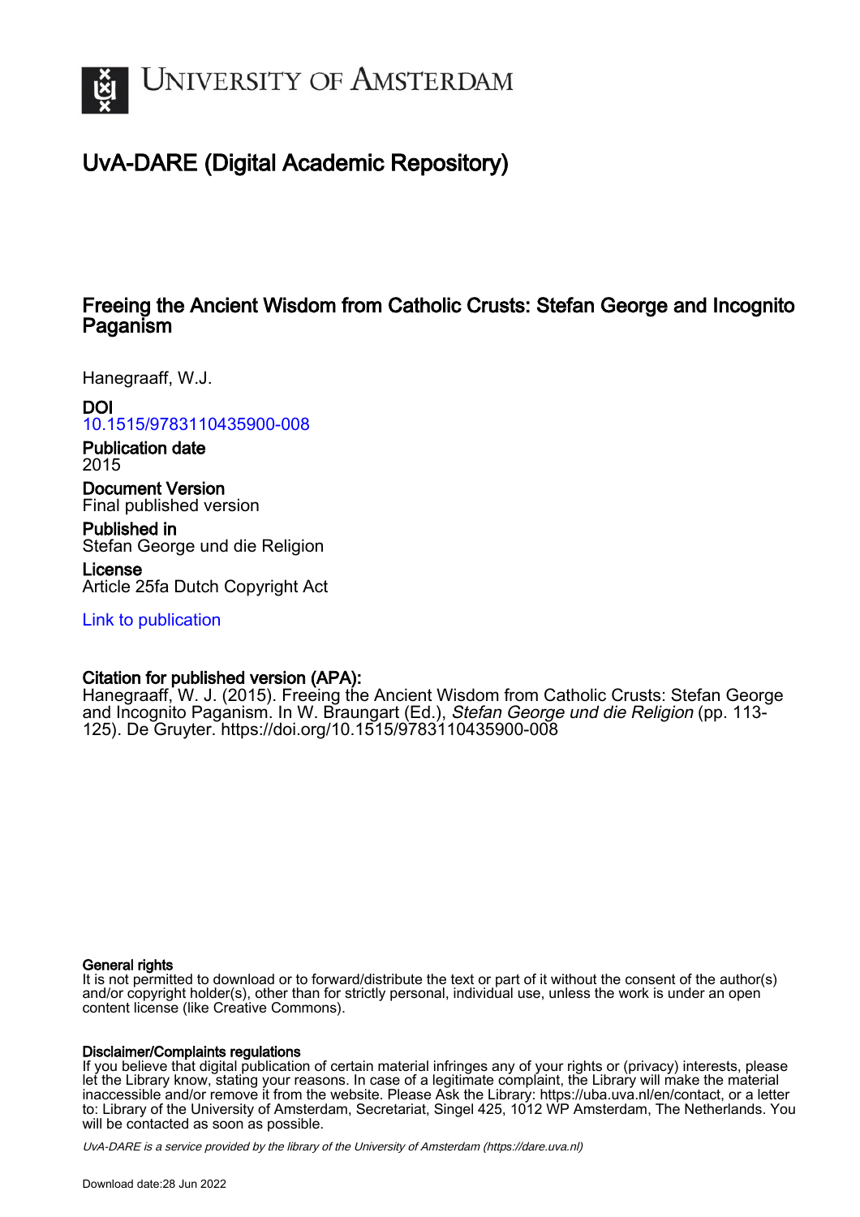# University of Amsterdam

## UvA-DARE (Digital Academic Repository)

### Freeing the Ancient Wisdom from Catholic Crusts: Stefan George and Incognito Paganism

Hanegraaff, W.J.

**DOI**
10.1515/9783110435900-008

**Publication date**
2015

**Document Version**
Final published version

**Published in**
Stefan George und die Religion

**License**
Article 25fa Dutch Copyright Act

Link to publication

**Citation for published version (APA):**
Hanegraaff, W. J. (2015). Freeing the Ancient Wisdom from Catholic Crusts: Stefan George and Incognito Paganism. In W. Braungart (Ed.), *Stefan George und die Religion* (pp. 113-125). De Gruyter. https://doi.org/10.1515/9783110435900-008

**General rights**
It is not permitted to download or to forward/distribute the text or part of it without the consent of the author(s) and/or copyright holder(s), other than for strictly personal, individual use, unless the work is under an open content license (like Creative Commons).

**Disclaimer/Complaints regulations**
If you believe that digital publication of certain material infringes any of your rights or (privacy) interests, please let the Library know, stating your reasons. In case of a legitimate complaint, the Library will make the material inaccessible and/or remove it from the website. Please Ask the Library: https://uba.uva.nl/en/contact, or a letter to: Library of the University of Amsterdam, Secretariat, Singel 425, 1012 WP Amsterdam, The Netherlands. You will be contacted as soon as possible.

*UvA-DARE is a service provided by the library of the University of Amsterdam (https://dare.uva.nl)*

Download date:28 Jun 2022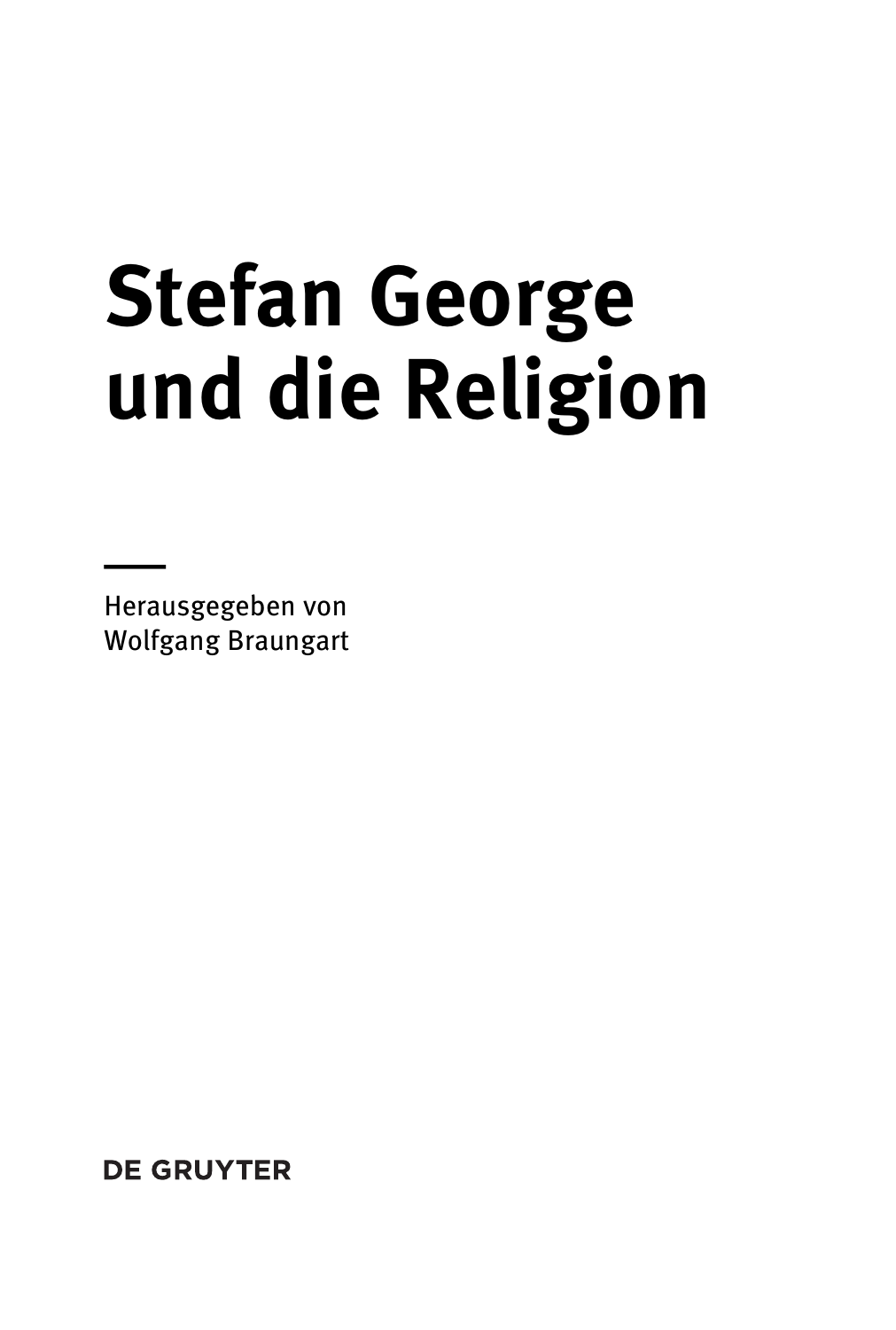# Stefan George und die Religion

Herausgegeben von
Wolfgang Braungart

DE GRUYTER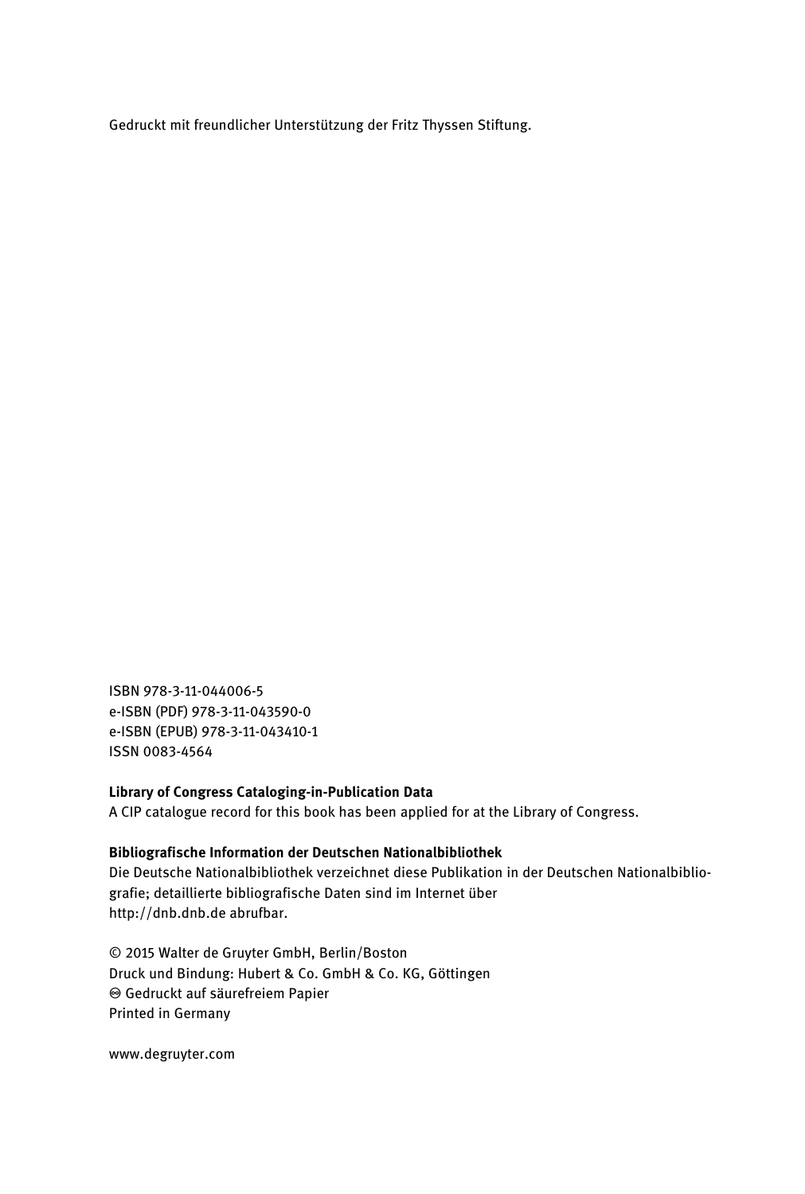Gedruckt mit freundlicher Unterstützung der Fritz Thyssen Stiftung.

ISBN 978-3-11-044006-5
e-ISBN (PDF) 978-3-11-043590-0
e-ISBN (EPUB) 978-3-11-043410-1
ISSN 0083-4564

**Library of Congress Cataloging-in-Publication Data**
A CIP catalogue record for this book has been applied for at the Library of Congress.

**Bibliografische Information der Deutschen Nationalbibliothek**
Die Deutsche Nationalbibliothek verzeichnet diese Publikation in der Deutschen Nationalbibliografie; detaillierte bibliografische Daten sind im Internet über
http://dnb.dnb.de abrufbar.

© 2015 Walter de Gruyter GmbH, Berlin/Boston
Druck und Bindung: Hubert & Co. GmbH & Co. KG, Göttingen
♾ Gedruckt auf säurefreiem Papier
Printed in Germany

www.degruyter.com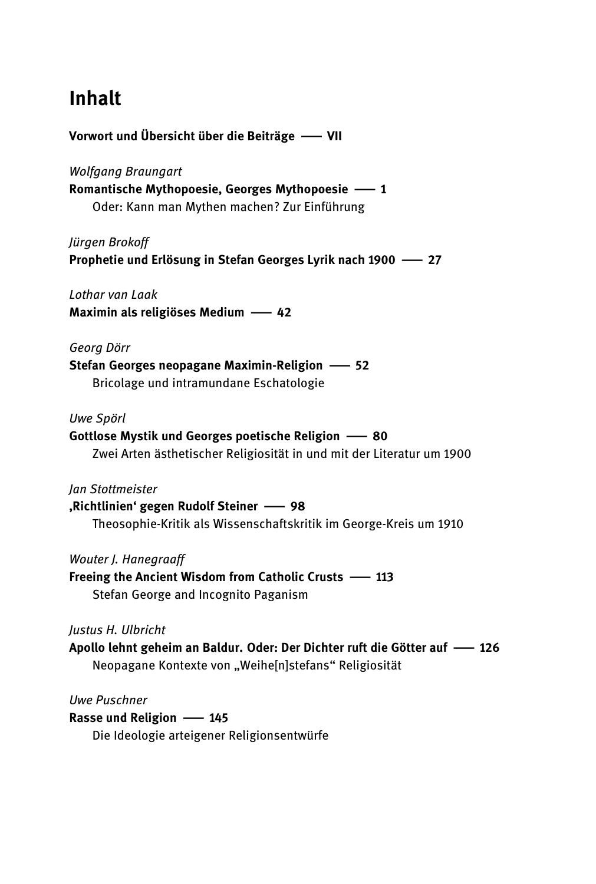# Inhalt

**Vorwort und Übersicht über die Beiträge —— VII**

*Wolfgang Braungart*
**Romantische Mythopoesie, Georges Mythopoesie —— 1**
Oder: Kann man Mythen machen? Zur Einführung

*Jürgen Brokoff*
**Prophetie und Erlösung in Stefan Georges Lyrik nach 1900 —— 27**

*Lothar van Laak*
**Maximin als religiöses Medium —— 42**

*Georg Dörr*
**Stefan Georges neopagane Maximin-Religion —— 52**
Bricolage und intramundane Eschatologie

*Uwe Spörl*
**Gottlose Mystik und Georges poetische Religion —— 80**
Zwei Arten ästhetischer Religiosität in und mit der Literatur um 1900

*Jan Stottmeister*
**‚Richtlinien' gegen Rudolf Steiner —— 98**
Theosophie-Kritik als Wissenschaftskritik im George-Kreis um 1910

*Wouter J. Hanegraaff*
**Freeing the Ancient Wisdom from Catholic Crusts —— 113**
Stefan George and Incognito Paganism

*Justus H. Ulbricht*
**Apollo lehnt geheim an Baldur. Oder: Der Dichter ruft die Götter auf —— 126**
Neopagane Kontexte von „Weihe[n]stefans" Religiosität

*Uwe Puschner*
**Rasse und Religion —— 145**
Die Ideologie arteigener Religionsentwürfe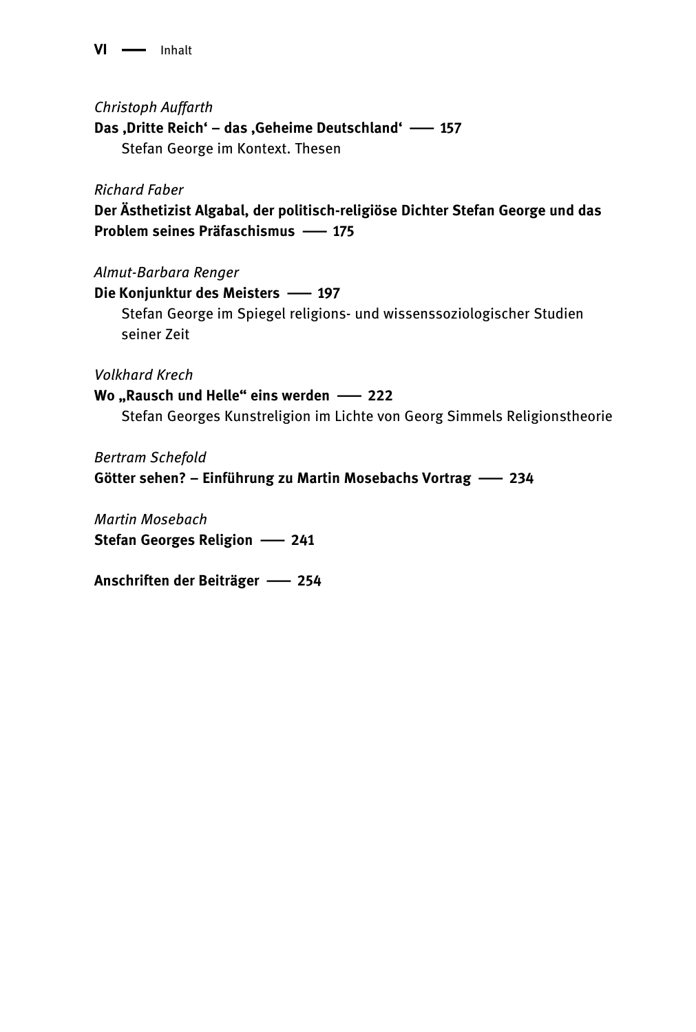*Christoph Auffarth*
**Das ‚Dritte Reich' – das ‚Geheime Deutschland' —— 157**
Stefan George im Kontext. Thesen

*Richard Faber*
**Der Ästhetizist Algabal, der politisch-religiöse Dichter Stefan George und das Problem seines Präfaschismus —— 175**

*Almut-Barbara Renger*
**Die Konjunktur des Meisters —— 197**
Stefan George im Spiegel religions- und wissenssoziologischer Studien seiner Zeit

*Volkhard Krech*
**Wo „Rausch und Helle" eins werden —— 222**
Stefan Georges Kunstreligion im Lichte von Georg Simmels Religionstheorie

*Bertram Schefold*
**Götter sehen? – Einführung zu Martin Mosebachs Vortrag —— 234**

*Martin Mosebach*
**Stefan Georges Religion —— 241**

**Anschriften der Beiträger —— 254**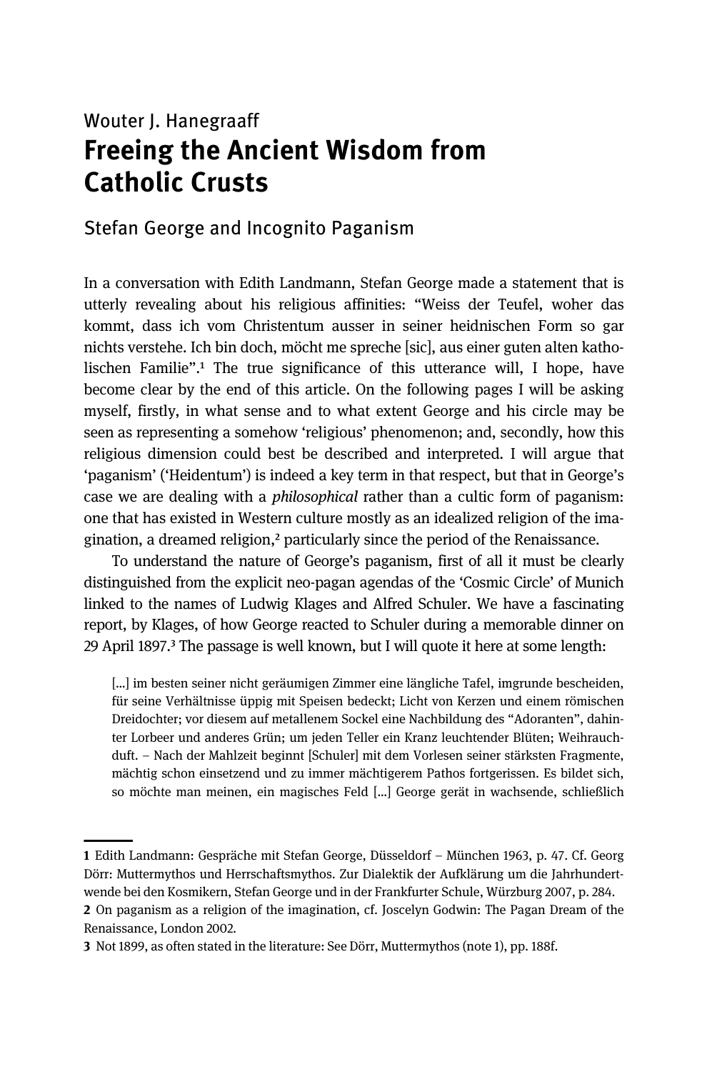Wouter J. Hanegraaff

# Freeing the Ancient Wisdom from Catholic Crusts

## Stefan George and Incognito Paganism

In a conversation with Edith Landmann, Stefan George made a statement that is utterly revealing about his religious affinities: "Weiss der Teufel, woher das kommt, dass ich vom Christentum ausser in seiner heidnischen Form so gar nichts verstehe. Ich bin doch, möcht me spreche [sic], aus einer guten alten katholischen Familie".[1] The true significance of this utterance will, I hope, have become clear by the end of this article. On the following pages I will be asking myself, firstly, in what sense and to what extent George and his circle may be seen as representing a somehow 'religious' phenomenon; and, secondly, how this religious dimension could best be described and interpreted. I will argue that 'paganism' ('Heidentum') is indeed a key term in that respect, but that in George's case we are dealing with a *philosophical* rather than a cultic form of paganism: one that has existed in Western culture mostly as an idealized religion of the imagination, a dreamed religion,[2] particularly since the period of the Renaissance.

To understand the nature of George's paganism, first of all it must be clearly distinguished from the explicit neo-pagan agendas of the 'Cosmic Circle' of Munich linked to the names of Ludwig Klages and Alfred Schuler. We have a fascinating report, by Klages, of how George reacted to Schuler during a memorable dinner on 29 April 1897.[3] The passage is well known, but I will quote it here at some length:

> [...] im besten seiner nicht geräumigen Zimmer eine längliche Tafel, imgrunde bescheiden, für seine Verhältnisse üppig mit Speisen bedeckt; Licht von Kerzen und einem römischen Dreidochter; vor diesem auf metallenem Sockel eine Nachbildung des "Adoranten", dahinter Lorbeer und anderes Grün; um jeden Teller ein Kranz leuchtender Blüten; Weihrauchduft. – Nach der Mahlzeit beginnt [Schuler] mit dem Vorlesen seiner stärksten Fragmente, mächtig schon einsetzend und zu immer mächtigerem Pathos fortgerissen. Es bildet sich, so möchte man meinen, ein magisches Feld [...] George gerät in wachsende, schließlich

---

1 Edith Landmann: Gespräche mit Stefan George, Düsseldorf – München 1963, p. 47. Cf. Georg Dörr: Muttermythos und Herrschaftsmythos. Zur Dialektik der Aufklärung um die Jahrhundertwende bei den Kosmikern, Stefan George und in der Frankfurter Schule, Würzburg 2007, p. 284.

2 On paganism as a religion of the imagination, cf. Joscelyn Godwin: The Pagan Dream of the Renaissance, London 2002.

3 Not 1899, as often stated in the literature: See Dörr, Muttermythos (note 1), pp. 188f.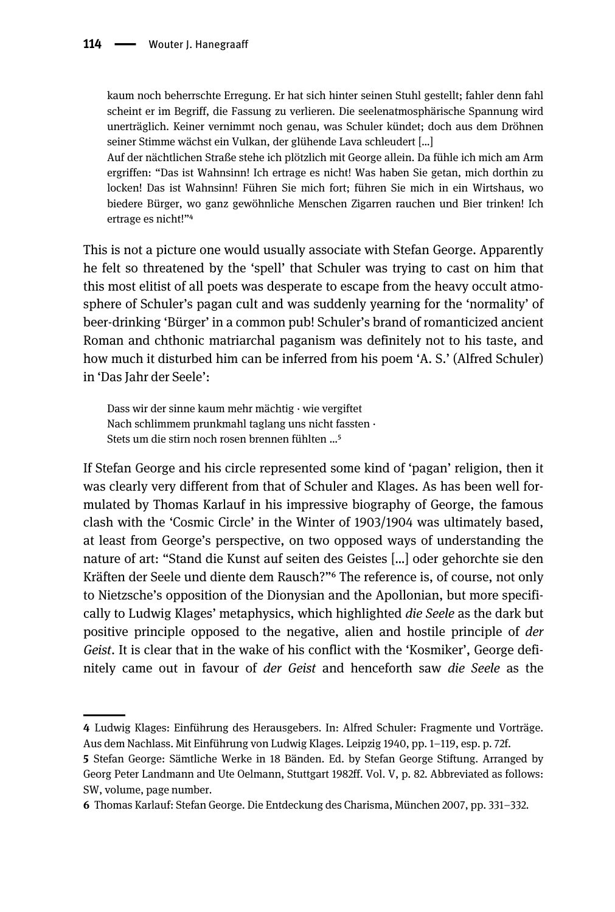> kaum noch beherrschte Erregung. Er hat sich hinter seinen Stuhl gestellt; fahler denn fahl scheint er im Begriff, die Fassung zu verlieren. Die seelenatmosphärische Spannung wird unerträglich. Keiner vernimmt noch genau, was Schuler kündet; doch aus dem Dröhnen seiner Stimme wächst ein Vulkan, der glühende Lava schleudert [...]
>
> Auf der nächtlichen Straße stehe ich plötzlich mit George allein. Da fühle ich mich am Arm ergriffen: "Das ist Wahnsinn! Ich ertrage es nicht! Was haben Sie getan, mich dorthin zu locken! Das ist Wahnsinn! Führen Sie mich fort; führen Sie mich in ein Wirtshaus, wo biedere Bürger, wo ganz gewöhnliche Menschen Zigarren rauchen und Bier trinken! Ich ertrage es nicht!"[4]

This is not a picture one would usually associate with Stefan George. Apparently he felt so threatened by the 'spell' that Schuler was trying to cast on him that this most elitist of all poets was desperate to escape from the heavy occult atmosphere of Schuler's pagan cult and was suddenly yearning for the 'normality' of beer-drinking 'Bürger' in a common pub! Schuler's brand of romanticized ancient Roman and chthonic matriarchal paganism was definitely not to his taste, and how much it disturbed him can be inferred from his poem 'A. S.' (Alfred Schuler) in 'Das Jahr der Seele':

> Dass wir der sinne kaum mehr mächtig · wie vergiftet
> Nach schlimmem prunkmahl taglang uns nicht fassten ·
> Stets um die stirn noch rosen brennen fühlten ...[5]

If Stefan George and his circle represented some kind of 'pagan' religion, then it was clearly very different from that of Schuler and Klages. As has been well formulated by Thomas Karlauf in his impressive biography of George, the famous clash with the 'Cosmic Circle' in the Winter of 1903/1904 was ultimately based, at least from George's perspective, on two opposed ways of understanding the nature of art: "Stand die Kunst auf seiten des Geistes [...] oder gehorchte sie den Kräften der Seele und diente dem Rausch?"[6] The reference is, of course, not only to Nietzsche's opposition of the Dionysian and the Apollonian, but more specifically to Ludwig Klages' metaphysics, which highlighted *die Seele* as the dark but positive principle opposed to the negative, alien and hostile principle of *der Geist*. It is clear that in the wake of his conflict with the 'Kosmiker', George definitely came out in favour of *der Geist* and henceforth saw *die Seele* as the

---

**4** Ludwig Klages: Einführung des Herausgebers. In: Alfred Schuler: Fragmente und Vorträge. Aus dem Nachlass. Mit Einführung von Ludwig Klages. Leipzig 1940, pp. 1–119, esp. p. 72f.

**5** Stefan George: Sämtliche Werke in 18 Bänden. Ed. by Stefan George Stiftung. Arranged by Georg Peter Landmann and Ute Oelmann, Stuttgart 1982ff. Vol. V, p. 82. Abbreviated as follows: SW, volume, page number.

**6** Thomas Karlauf: Stefan George. Die Entdeckung des Charisma, München 2007, pp. 331–332.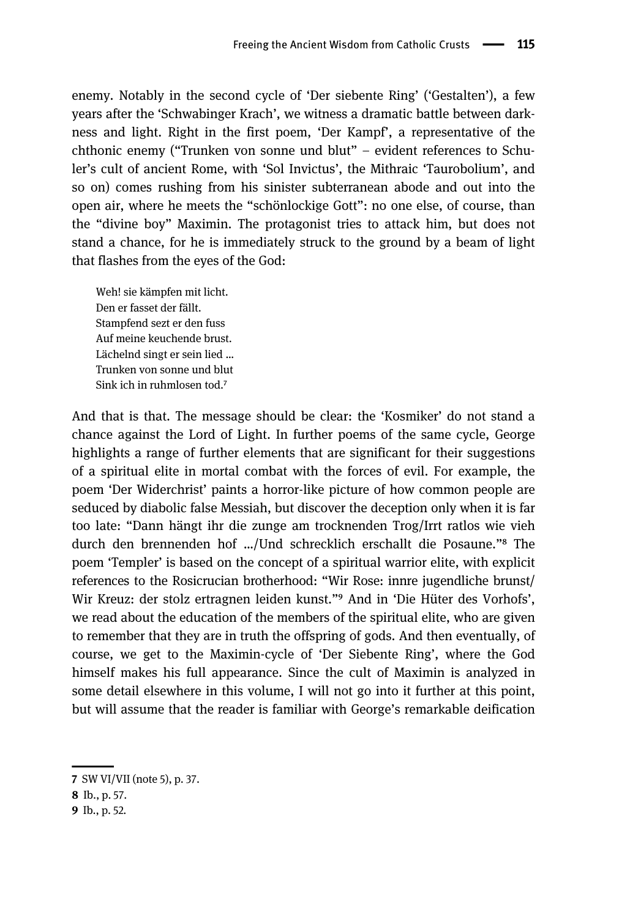enemy. Notably in the second cycle of 'Der siebente Ring' ('Gestalten'), a few years after the 'Schwabinger Krach', we witness a dramatic battle between darkness and light. Right in the first poem, 'Der Kampf', a representative of the chthonic enemy ("Trunken von sonne und blut" – evident references to Schuler's cult of ancient Rome, with 'Sol Invictus', the Mithraic 'Taurobolium', and so on) comes rushing from his sinister subterranean abode and out into the open air, where he meets the "schönlockige Gott": no one else, of course, than the "divine boy" Maximin. The protagonist tries to attack him, but does not stand a chance, for he is immediately struck to the ground by a beam of light that flashes from the eyes of the God:

> Weh! sie kämpfen mit licht.
> Den er fasset der fällt.
> Stampfend sezt er den fuss
> Auf meine keuchende brust.
> Lächelnd singt er sein lied ...
> Trunken von sonne und blut
> Sink ich in ruhmlosen tod.[7]

And that is that. The message should be clear: the 'Kosmiker' do not stand a chance against the Lord of Light. In further poems of the same cycle, George highlights a range of further elements that are significant for their suggestions of a spiritual elite in mortal combat with the forces of evil. For example, the poem 'Der Widerchrist' paints a horror-like picture of how common people are seduced by diabolic false Messiah, but discover the deception only when it is far too late: "Dann hängt ihr die zunge am trocknenden Trog/Irrt ratlos wie vieh durch den brennenden hof .../Und schrecklich erschallt die Posaune."[8] The poem 'Templer' is based on the concept of a spiritual warrior elite, with explicit references to the Rosicrucian brotherhood: "Wir Rose: innre jugendliche brunst/ Wir Kreuz: der stolz ertragnen leiden kunst."[9] And in 'Die Hüter des Vorhofs', we read about the education of the members of the spiritual elite, who are given to remember that they are in truth the offspring of gods. And then eventually, of course, we get to the Maximin-cycle of 'Der Siebente Ring', where the God himself makes his full appearance. Since the cult of Maximin is analyzed in some detail elsewhere in this volume, I will not go into it further at this point, but will assume that the reader is familiar with George's remarkable deification

---

7 SW VI/VII (note 5), p. 37.

8 Ib., p. 57.

9 Ib., p. 52.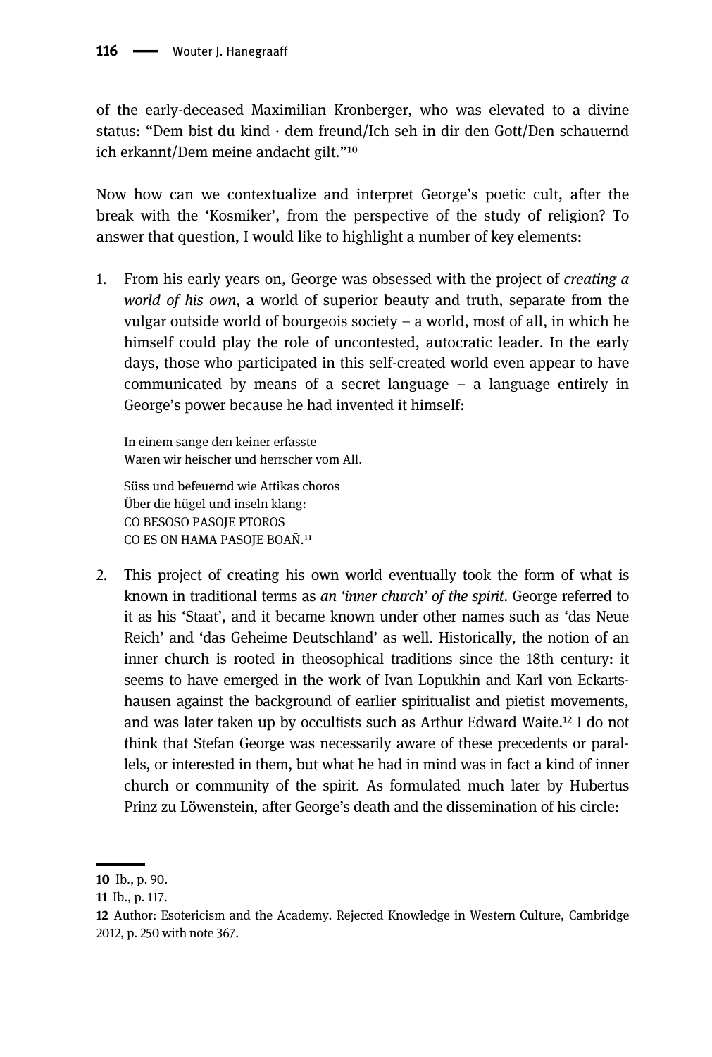of the early-deceased Maximilian Kronberger, who was elevated to a divine status: "Dem bist du kind · dem freund/Ich seh in dir den Gott/Den schauernd ich erkannt/Dem meine andacht gilt."[10]

Now how can we contextualize and interpret George's poetic cult, after the break with the 'Kosmiker', from the perspective of the study of religion? To answer that question, I would like to highlight a number of key elements:

1. From his early years on, George was obsessed with the project of *creating a world of his own*, a world of superior beauty and truth, separate from the vulgar outside world of bourgeois society – a world, most of all, in which he himself could play the role of uncontested, autocratic leader. In the early days, those who participated in this self-created world even appear to have communicated by means of a secret language – a language entirely in George's power because he had invented it himself:

   In einem sange den keiner erfasste
   Waren wir heischer und herrscher vom All.

   Süss und befeuernd wie Attikas choros
   Über die hügel und inseln klang:
   CO BESOSO PASOJE PTOROS
   CO ES ON HAMA PASOJE BOAÑ.[11]

2. This project of creating his own world eventually took the form of what is known in traditional terms as *an 'inner church' of the spirit*. George referred to it as his 'Staat', and it became known under other names such as 'das Neue Reich' and 'das Geheime Deutschland' as well. Historically, the notion of an inner church is rooted in theosophical traditions since the 18th century: it seems to have emerged in the work of Ivan Lopukhin and Karl von Eckartshausen against the background of earlier spiritualist and pietist movements, and was later taken up by occultists such as Arthur Edward Waite.[12] I do not think that Stefan George was necessarily aware of these precedents or parallels, or interested in them, but what he had in mind was in fact a kind of inner church or community of the spirit. As formulated much later by Hubertus Prinz zu Löwenstein, after George's death and the dissemination of his circle:

---

10 Ib., p. 90.

11 Ib., p. 117.

12 Author: Esotericism and the Academy. Rejected Knowledge in Western Culture, Cambridge 2012, p. 250 with note 367.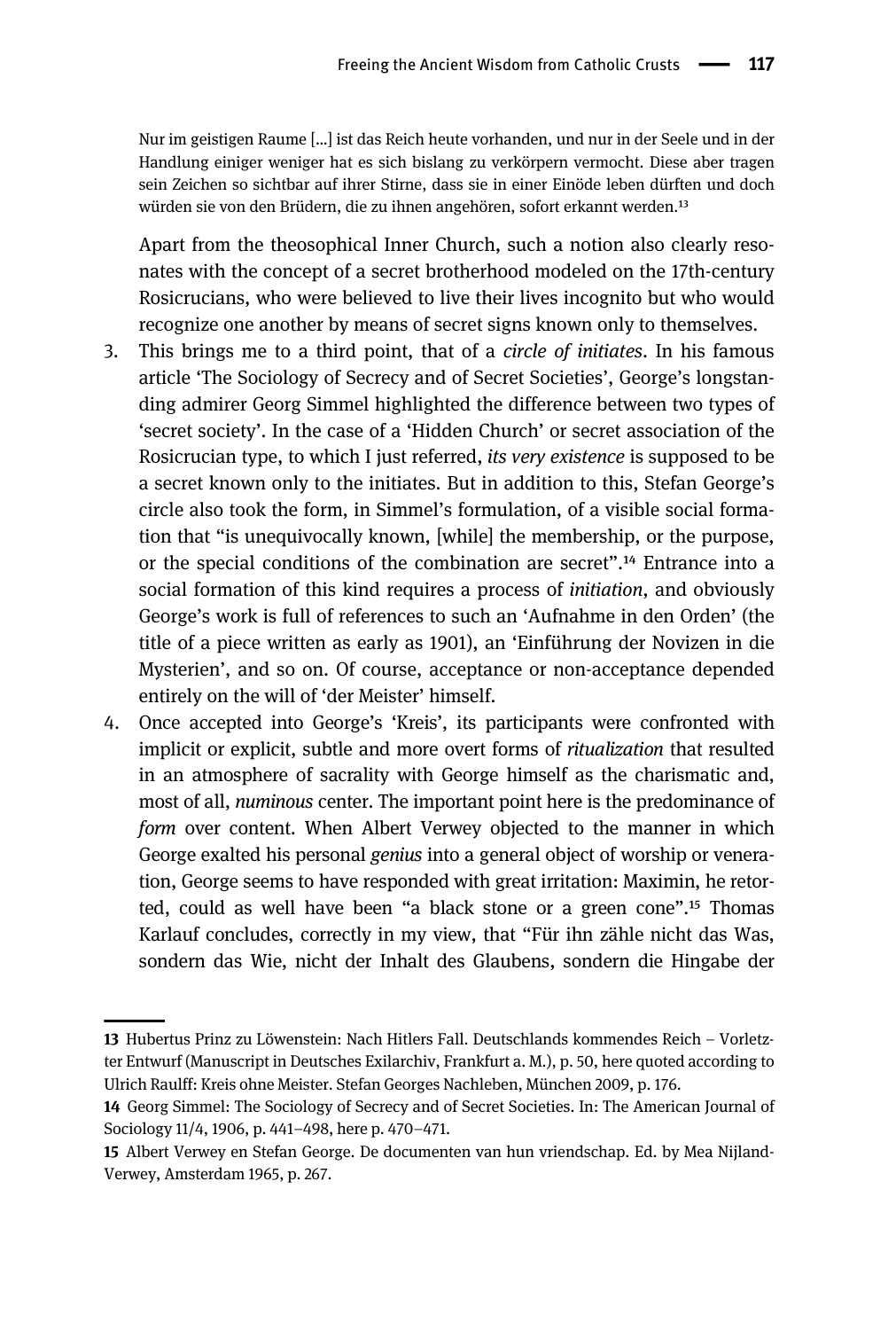> Nur im geistigen Raume […] ist das Reich heute vorhanden, und nur in der Seele und in der Handlung einiger weniger hat es sich bislang zu verkörpern vermocht. Diese aber tragen sein Zeichen so sichtbar auf ihrer Stirne, dass sie in einer Einöde leben dürften und doch würden sie von den Brüdern, die zu ihnen angehören, sofort erkannt werden.[13]

Apart from the theosophical Inner Church, such a notion also clearly resonates with the concept of a secret brotherhood modeled on the 17th-century Rosicrucians, who were believed to live their lives incognito but who would recognize one another by means of secret signs known only to themselves.

3. This brings me to a third point, that of a *circle of initiates*. In his famous article 'The Sociology of Secrecy and of Secret Societies', George's longstanding admirer Georg Simmel highlighted the difference between two types of 'secret society'. In the case of a 'Hidden Church' or secret association of the Rosicrucian type, to which I just referred, *its very existence* is supposed to be a secret known only to the initiates. But in addition to this, Stefan George's circle also took the form, in Simmel's formulation, of a visible social formation that "is unequivocally known, [while] the membership, or the purpose, or the special conditions of the combination are secret".[14] Entrance into a social formation of this kind requires a process of *initiation*, and obviously George's work is full of references to such an 'Aufnahme in den Orden' (the title of a piece written as early as 1901), an 'Einführung der Novizen in die Mysterien', and so on. Of course, acceptance or non-acceptance depended entirely on the will of 'der Meister' himself.
4. Once accepted into George's 'Kreis', its participants were confronted with implicit or explicit, subtle and more overt forms of *ritualization* that resulted in an atmosphere of sacrality with George himself as the charismatic and, most of all, *numinous* center. The important point here is the predominance of *form* over content. When Albert Verwey objected to the manner in which George exalted his personal *genius* into a general object of worship or veneration, George seems to have responded with great irritation: Maximin, he retorted, could as well have been "a black stone or a green cone".[15] Thomas Karlauf concludes, correctly in my view, that "Für ihn zähle nicht das Was, sondern das Wie, nicht der Inhalt des Glaubens, sondern die Hingabe der

---

13 Hubertus Prinz zu Löwenstein: Nach Hitlers Fall. Deutschlands kommendes Reich – Vorletzter Entwurf (Manuscript in Deutsches Exilarchiv, Frankfurt a. M.), p. 50, here quoted according to Ulrich Raulff: Kreis ohne Meister. Stefan Georges Nachleben, München 2009, p. 176.

14 Georg Simmel: The Sociology of Secrecy and of Secret Societies. In: The American Journal of Sociology 11/4, 1906, p. 441–498, here p. 470–471.

15 Albert Verwey en Stefan George. De documenten van hun vriendschap. Ed. by Mea Nijland-Verwey, Amsterdam 1965, p. 267.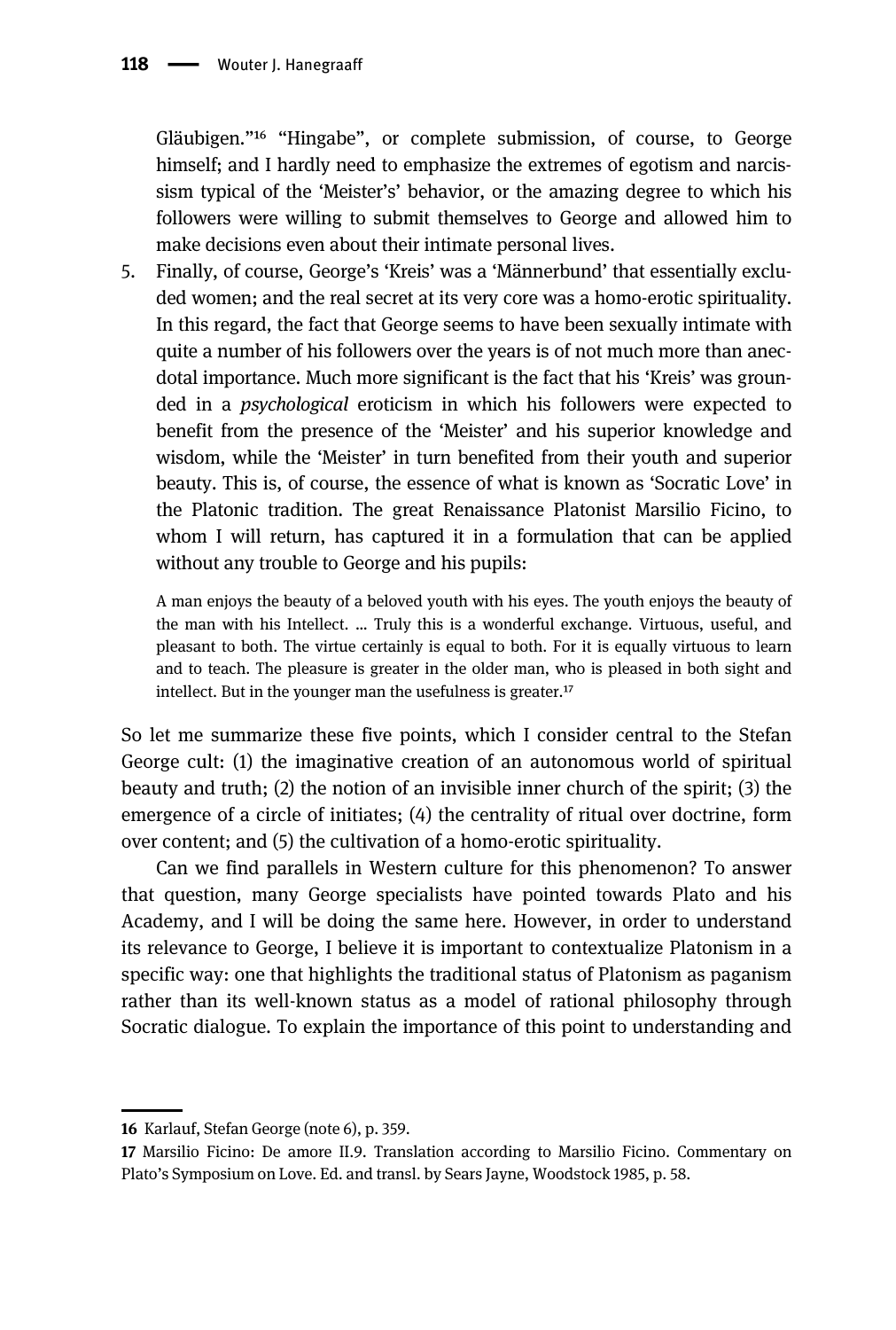Gläubigen."[16] "Hingabe", or complete submission, of course, to George himself; and I hardly need to emphasize the extremes of egotism and narcissism typical of the 'Meister's' behavior, or the amazing degree to which his followers were willing to submit themselves to George and allowed him to make decisions even about their intimate personal lives.

5. Finally, of course, George's 'Kreis' was a 'Männerbund' that essentially excluded women; and the real secret at its very core was a homo-erotic spirituality. In this regard, the fact that George seems to have been sexually intimate with quite a number of his followers over the years is of not much more than anecdotal importance. Much more significant is the fact that his 'Kreis' was grounded in a *psychological* eroticism in which his followers were expected to benefit from the presence of the 'Meister' and his superior knowledge and wisdom, while the 'Meister' in turn benefited from their youth and superior beauty. This is, of course, the essence of what is known as 'Socratic Love' in the Platonic tradition. The great Renaissance Platonist Marsilio Ficino, to whom I will return, has captured it in a formulation that can be applied without any trouble to George and his pupils:

> A man enjoys the beauty of a beloved youth with his eyes. The youth enjoys the beauty of the man with his Intellect. … Truly this is a wonderful exchange. Virtuous, useful, and pleasant to both. The virtue certainly is equal to both. For it is equally virtuous to learn and to teach. The pleasure is greater in the older man, who is pleased in both sight and intellect. But in the younger man the usefulness is greater.[17]

So let me summarize these five points, which I consider central to the Stefan George cult: (1) the imaginative creation of an autonomous world of spiritual beauty and truth; (2) the notion of an invisible inner church of the spirit; (3) the emergence of a circle of initiates; (4) the centrality of ritual over doctrine, form over content; and (5) the cultivation of a homo-erotic spirituality.

Can we find parallels in Western culture for this phenomenon? To answer that question, many George specialists have pointed towards Plato and his Academy, and I will be doing the same here. However, in order to understand its relevance to George, I believe it is important to contextualize Platonism in a specific way: one that highlights the traditional status of Platonism as paganism rather than its well-known status as a model of rational philosophy through Socratic dialogue. To explain the importance of this point to understanding and

---

**16** Karlauf, Stefan George (note 6), p. 359.

**17** Marsilio Ficino: De amore II.9. Translation according to Marsilio Ficino. Commentary on Plato's Symposium on Love. Ed. and transl. by Sears Jayne, Woodstock 1985, p. 58.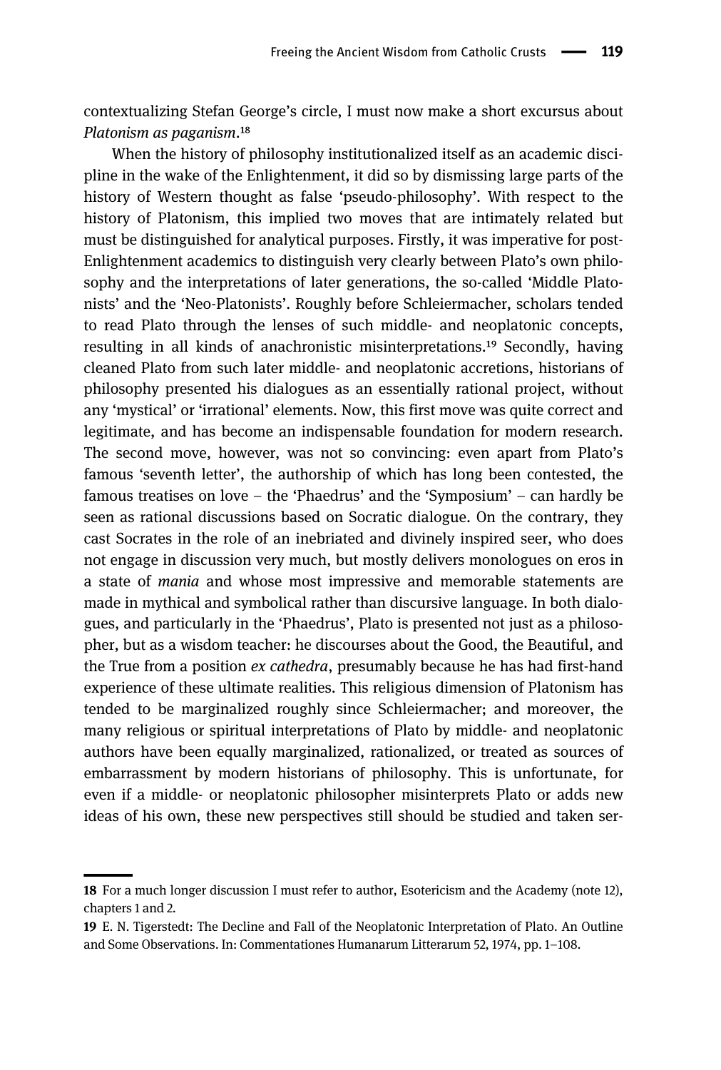contextualizing Stefan George's circle, I must now make a short excursus about *Platonism as paganism*.[18]

When the history of philosophy institutionalized itself as an academic discipline in the wake of the Enlightenment, it did so by dismissing large parts of the history of Western thought as false 'pseudo-philosophy'. With respect to the history of Platonism, this implied two moves that are intimately related but must be distinguished for analytical purposes. Firstly, it was imperative for post-Enlightenment academics to distinguish very clearly between Plato's own philosophy and the interpretations of later generations, the so-called 'Middle Platonists' and the 'Neo-Platonists'. Roughly before Schleiermacher, scholars tended to read Plato through the lenses of such middle- and neoplatonic concepts, resulting in all kinds of anachronistic misinterpretations.[19] Secondly, having cleaned Plato from such later middle- and neoplatonic accretions, historians of philosophy presented his dialogues as an essentially rational project, without any 'mystical' or 'irrational' elements. Now, this first move was quite correct and legitimate, and has become an indispensable foundation for modern research. The second move, however, was not so convincing: even apart from Plato's famous 'seventh letter', the authorship of which has long been contested, the famous treatises on love – the 'Phaedrus' and the 'Symposium' – can hardly be seen as rational discussions based on Socratic dialogue. On the contrary, they cast Socrates in the role of an inebriated and divinely inspired seer, who does not engage in discussion very much, but mostly delivers monologues on eros in a state of *mania* and whose most impressive and memorable statements are made in mythical and symbolical rather than discursive language. In both dialogues, and particularly in the 'Phaedrus', Plato is presented not just as a philosopher, but as a wisdom teacher: he discourses about the Good, the Beautiful, and the True from a position *ex cathedra*, presumably because he has had first-hand experience of these ultimate realities. This religious dimension of Platonism has tended to be marginalized roughly since Schleiermacher; and moreover, the many religious or spiritual interpretations of Plato by middle- and neoplatonic authors have been equally marginalized, rationalized, or treated as sources of embarrassment by modern historians of philosophy. This is unfortunate, for even if a middle- or neoplatonic philosopher misinterprets Plato or adds new ideas of his own, these new perspectives still should be studied and taken ser-

---

**18** For a much longer discussion I must refer to author, Esotericism and the Academy (note 12), chapters 1 and 2.

**19** E. N. Tigerstedt: The Decline and Fall of the Neoplatonic Interpretation of Plato. An Outline and Some Observations. In: Commentationes Humanarum Litterarum 52, 1974, pp. 1–108.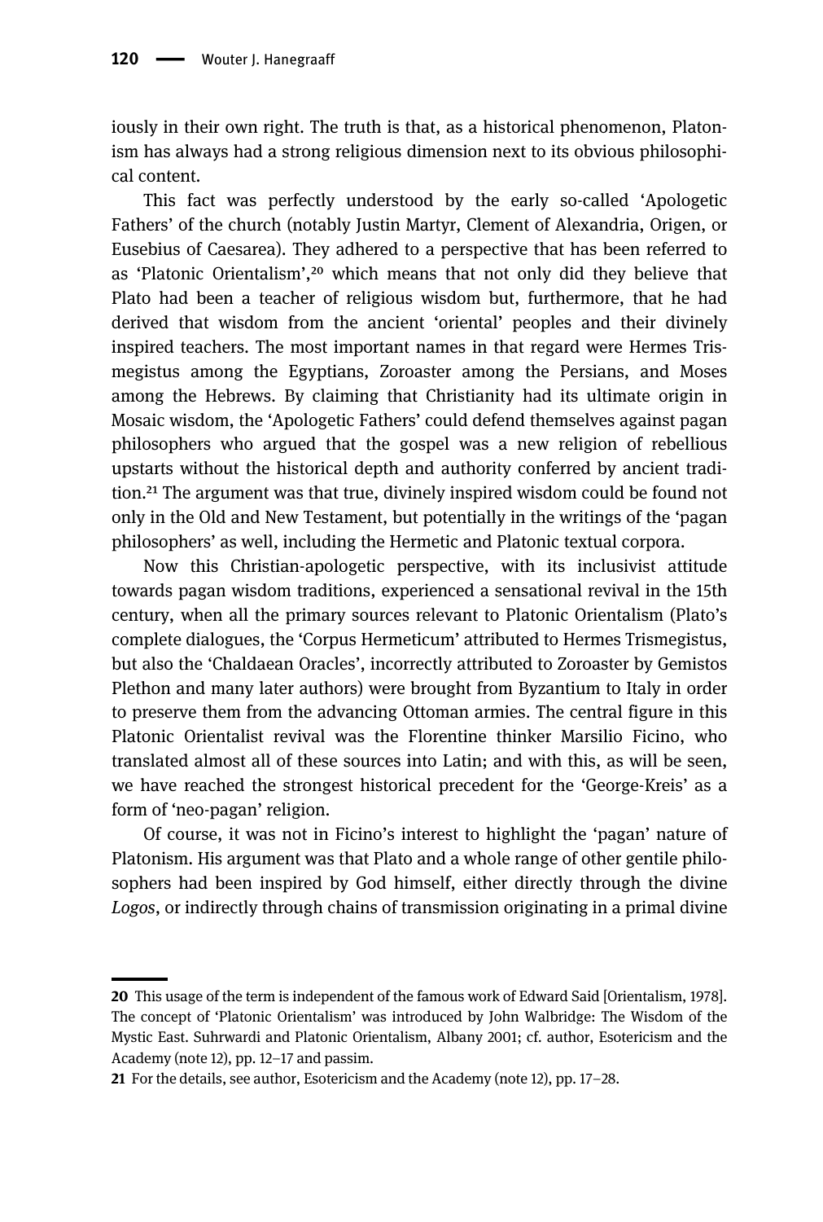iously in their own right. The truth is that, as a historical phenomenon, Platonism has always had a strong religious dimension next to its obvious philosophical content.

This fact was perfectly understood by the early so-called 'Apologetic Fathers' of the church (notably Justin Martyr, Clement of Alexandria, Origen, or Eusebius of Caesarea). They adhered to a perspective that has been referred to as 'Platonic Orientalism',[20] which means that not only did they believe that Plato had been a teacher of religious wisdom but, furthermore, that he had derived that wisdom from the ancient 'oriental' peoples and their divinely inspired teachers. The most important names in that regard were Hermes Trismegistus among the Egyptians, Zoroaster among the Persians, and Moses among the Hebrews. By claiming that Christianity had its ultimate origin in Mosaic wisdom, the 'Apologetic Fathers' could defend themselves against pagan philosophers who argued that the gospel was a new religion of rebellious upstarts without the historical depth and authority conferred by ancient tradition.[21] The argument was that true, divinely inspired wisdom could be found not only in the Old and New Testament, but potentially in the writings of the 'pagan philosophers' as well, including the Hermetic and Platonic textual corpora.

Now this Christian-apologetic perspective, with its inclusivist attitude towards pagan wisdom traditions, experienced a sensational revival in the 15th century, when all the primary sources relevant to Platonic Orientalism (Plato's complete dialogues, the 'Corpus Hermeticum' attributed to Hermes Trismegistus, but also the 'Chaldaean Oracles', incorrectly attributed to Zoroaster by Gemistos Plethon and many later authors) were brought from Byzantium to Italy in order to preserve them from the advancing Ottoman armies. The central figure in this Platonic Orientalist revival was the Florentine thinker Marsilio Ficino, who translated almost all of these sources into Latin; and with this, as will be seen, we have reached the strongest historical precedent for the 'George-Kreis' as a form of 'neo-pagan' religion.

Of course, it was not in Ficino's interest to highlight the 'pagan' nature of Platonism. His argument was that Plato and a whole range of other gentile philosophers had been inspired by God himself, either directly through the divine *Logos*, or indirectly through chains of transmission originating in a primal divine

---

**20** This usage of the term is independent of the famous work of Edward Said [Orientalism, 1978]. The concept of 'Platonic Orientalism' was introduced by John Walbridge: The Wisdom of the Mystic East. Suhrawardi and Platonic Orientalism, Albany 2001; cf. author, Esotericism and the Academy (note 12), pp. 12–17 and passim.

**21** For the details, see author, Esotericism and the Academy (note 12), pp. 17–28.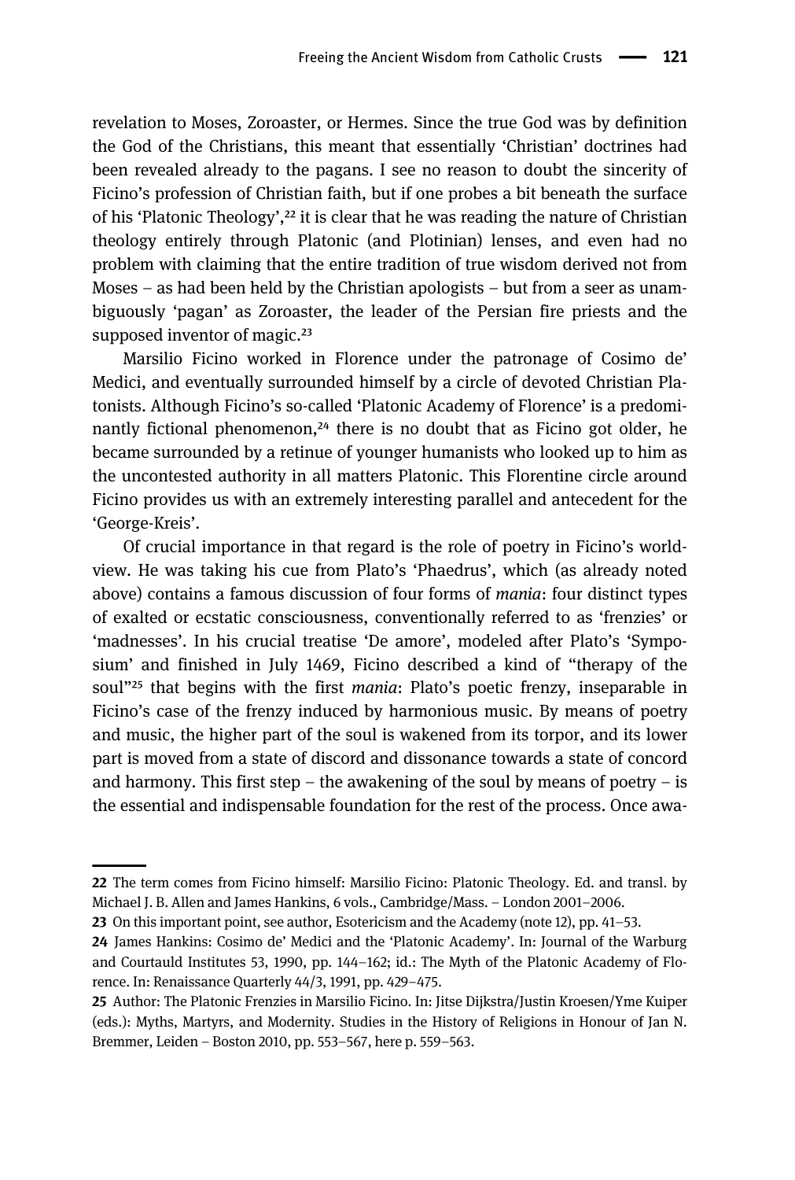revelation to Moses, Zoroaster, or Hermes. Since the true God was by definition the God of the Christians, this meant that essentially 'Christian' doctrines had been revealed already to the pagans. I see no reason to doubt the sincerity of Ficino's profession of Christian faith, but if one probes a bit beneath the surface of his 'Platonic Theology',[22] it is clear that he was reading the nature of Christian theology entirely through Platonic (and Plotinian) lenses, and even had no problem with claiming that the entire tradition of true wisdom derived not from Moses – as had been held by the Christian apologists – but from a seer as unambiguously 'pagan' as Zoroaster, the leader of the Persian fire priests and the supposed inventor of magic.[23]

Marsilio Ficino worked in Florence under the patronage of Cosimo de' Medici, and eventually surrounded himself by a circle of devoted Christian Platonists. Although Ficino's so-called 'Platonic Academy of Florence' is a predominantly fictional phenomenon,[24] there is no doubt that as Ficino got older, he became surrounded by a retinue of younger humanists who looked up to him as the uncontested authority in all matters Platonic. This Florentine circle around Ficino provides us with an extremely interesting parallel and antecedent for the 'George-Kreis'.

Of crucial importance in that regard is the role of poetry in Ficino's worldview. He was taking his cue from Plato's 'Phaedrus', which (as already noted above) contains a famous discussion of four forms of *mania*: four distinct types of exalted or ecstatic consciousness, conventionally referred to as 'frenzies' or 'madnesses'. In his crucial treatise 'De amore', modeled after Plato's 'Symposium' and finished in July 1469, Ficino described a kind of "therapy of the soul"[25] that begins with the first *mania*: Plato's poetic frenzy, inseparable in Ficino's case of the frenzy induced by harmonious music. By means of poetry and music, the higher part of the soul is wakened from its torpor, and its lower part is moved from a state of discord and dissonance towards a state of concord and harmony. This first step – the awakening of the soul by means of poetry – is the essential and indispensable foundation for the rest of the process. Once awa-

---

22 The term comes from Ficino himself: Marsilio Ficino: Platonic Theology. Ed. and transl. by Michael J. B. Allen and James Hankins, 6 vols., Cambridge/Mass. – London 2001–2006.

23 On this important point, see author, Esotericism and the Academy (note 12), pp. 41–53.

24 James Hankins: Cosimo de' Medici and the 'Platonic Academy'. In: Journal of the Warburg and Courtauld Institutes 53, 1990, pp. 144–162; id.: The Myth of the Platonic Academy of Florence. In: Renaissance Quarterly 44/3, 1991, pp. 429–475.

25 Author: The Platonic Frenzies in Marsilio Ficino. In: Jitse Dijkstra/Justin Kroesen/Yme Kuiper (eds.): Myths, Martyrs, and Modernity. Studies in the History of Religions in Honour of Jan N. Bremmer, Leiden – Boston 2010, pp. 553–567, here p. 559–563.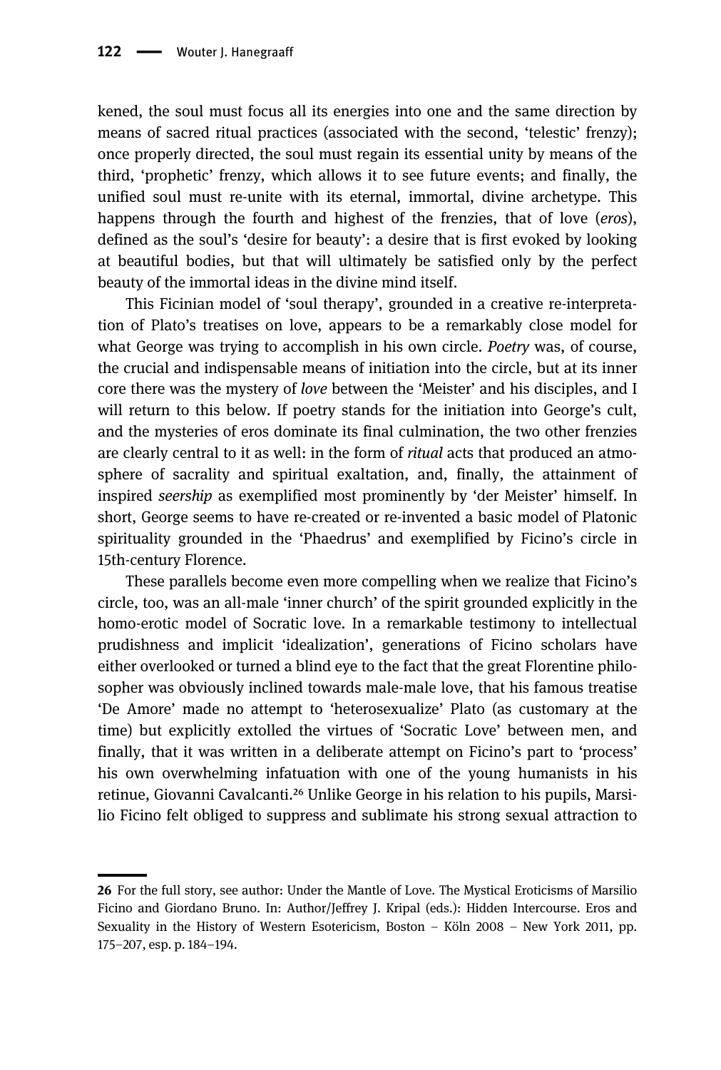kened, the soul must focus all its energies into one and the same direction by means of sacred ritual practices (associated with the second, 'telestic' frenzy); once properly directed, the soul must regain its essential unity by means of the third, 'prophetic' frenzy, which allows it to see future events; and finally, the unified soul must re-unite with its eternal, immortal, divine archetype. This happens through the fourth and highest of the frenzies, that of love (*eros*), defined as the soul's 'desire for beauty': a desire that is first evoked by looking at beautiful bodies, but that will ultimately be satisfied only by the perfect beauty of the immortal ideas in the divine mind itself.

This Ficinian model of 'soul therapy', grounded in a creative re-interpretation of Plato's treatises on love, appears to be a remarkably close model for what George was trying to accomplish in his own circle. *Poetry* was, of course, the crucial and indispensable means of initiation into the circle, but at its inner core there was the mystery of *love* between the 'Meister' and his disciples, and I will return to this below. If poetry stands for the initiation into George's cult, and the mysteries of eros dominate its final culmination, the two other frenzies are clearly central to it as well: in the form of *ritual* acts that produced an atmosphere of sacrality and spiritual exaltation, and, finally, the attainment of inspired *seership* as exemplified most prominently by 'der Meister' himself. In short, George seems to have re-created or re-invented a basic model of Platonic spirituality grounded in the 'Phaedrus' and exemplified by Ficino's circle in 15th-century Florence.

These parallels become even more compelling when we realize that Ficino's circle, too, was an all-male 'inner church' of the spirit grounded explicitly in the homo-erotic model of Socratic love. In a remarkable testimony to intellectual prudishness and implicit 'idealization', generations of Ficino scholars have either overlooked or turned a blind eye to the fact that the great Florentine philosopher was obviously inclined towards male-male love, that his famous treatise 'De Amore' made no attempt to 'heterosexualize' Plato (as customary at the time) but explicitly extolled the virtues of 'Socratic Love' between men, and finally, that it was written in a deliberate attempt on Ficino's part to 'process' his own overwhelming infatuation with one of the young humanists in his retinue, Giovanni Cavalcanti.[26] Unlike George in his relation to his pupils, Marsilio Ficino felt obliged to suppress and sublimate his strong sexual attraction to

---

26 For the full story, see author: Under the Mantle of Love. The Mystical Eroticisms of Marsilio Ficino and Giordano Bruno. In: Author/Jeffrey J. Kripal (eds.): Hidden Intercourse. Eros and Sexuality in the History of Western Esotericism, Boston – Köln 2008 – New York 2011, pp. 175–207, esp. p. 184–194.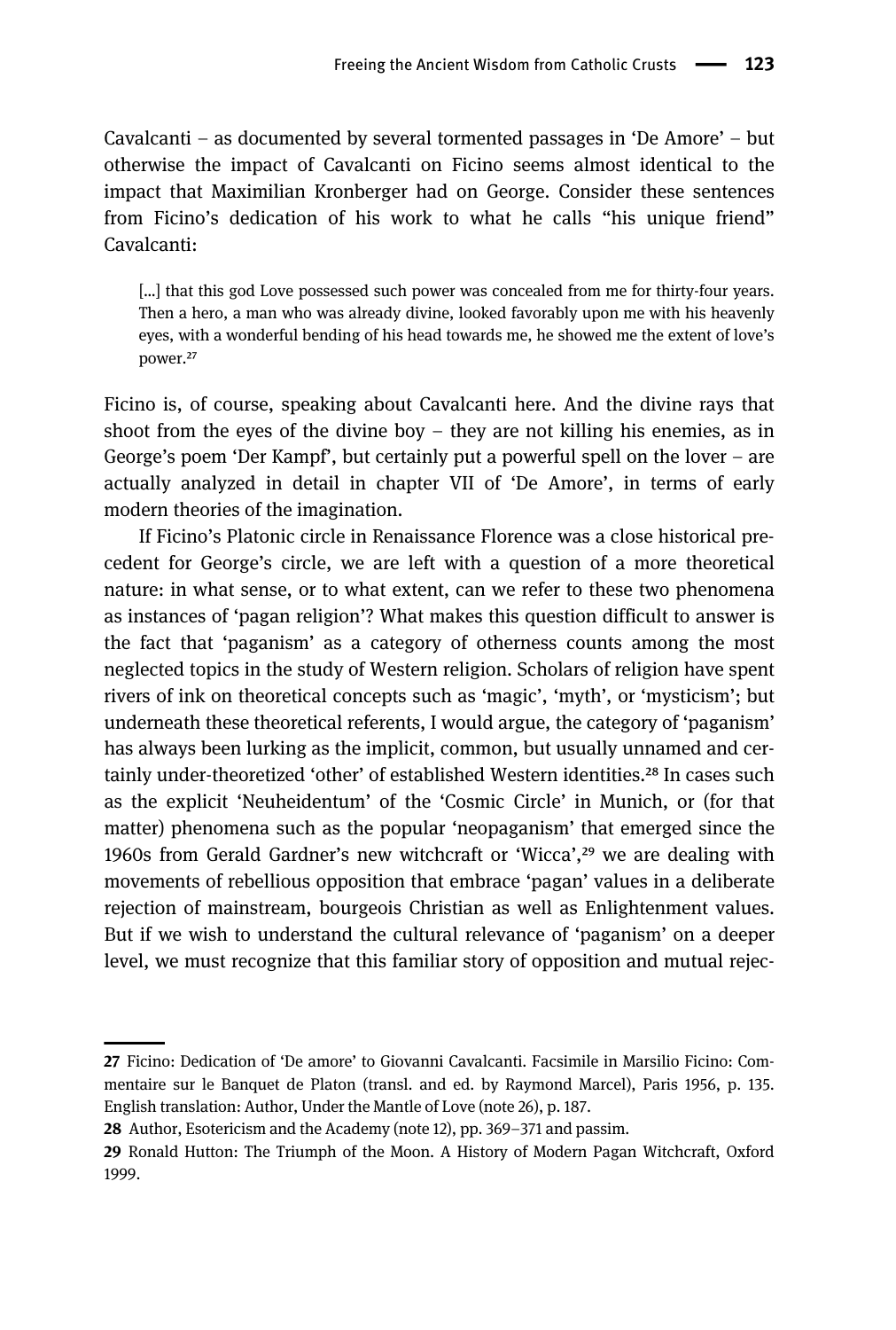Cavalcanti – as documented by several tormented passages in 'De Amore' – but otherwise the impact of Cavalcanti on Ficino seems almost identical to the impact that Maximilian Kronberger had on George. Consider these sentences from Ficino's dedication of his work to what he calls "his unique friend" Cavalcanti:

> [...] that this god Love possessed such power was concealed from me for thirty-four years. Then a hero, a man who was already divine, looked favorably upon me with his heavenly eyes, with a wonderful bending of his head towards me, he showed me the extent of love's power.[27]

Ficino is, of course, speaking about Cavalcanti here. And the divine rays that shoot from the eyes of the divine boy – they are not killing his enemies, as in George's poem 'Der Kampf', but certainly put a powerful spell on the lover – are actually analyzed in detail in chapter VII of 'De Amore', in terms of early modern theories of the imagination.

If Ficino's Platonic circle in Renaissance Florence was a close historical precedent for George's circle, we are left with a question of a more theoretical nature: in what sense, or to what extent, can we refer to these two phenomena as instances of 'pagan religion'? What makes this question difficult to answer is the fact that 'paganism' as a category of otherness counts among the most neglected topics in the study of Western religion. Scholars of religion have spent rivers of ink on theoretical concepts such as 'magic', 'myth', or 'mysticism'; but underneath these theoretical referents, I would argue, the category of 'paganism' has always been lurking as the implicit, common, but usually unnamed and certainly under-theoretized 'other' of established Western identities.[28] In cases such as the explicit 'Neuheidentum' of the 'Cosmic Circle' in Munich, or (for that matter) phenomena such as the popular 'neopaganism' that emerged since the 1960s from Gerald Gardner's new witchcraft or 'Wicca',[29] we are dealing with movements of rebellious opposition that embrace 'pagan' values in a deliberate rejection of mainstream, bourgeois Christian as well as Enlightenment values. But if we wish to understand the cultural relevance of 'paganism' on a deeper level, we must recognize that this familiar story of opposition and mutual rejec-

---

**27** Ficino: Dedication of 'De amore' to Giovanni Cavalcanti. Facsimile in Marsilio Ficino: Commentaire sur le Banquet de Platon (transl. and ed. by Raymond Marcel), Paris 1956, p. 135. English translation: Author, Under the Mantle of Love (note 26), p. 187.

**28** Author, Esotericism and the Academy (note 12), pp. 369–371 and passim.

**29** Ronald Hutton: The Triumph of the Moon. A History of Modern Pagan Witchcraft, Oxford 1999.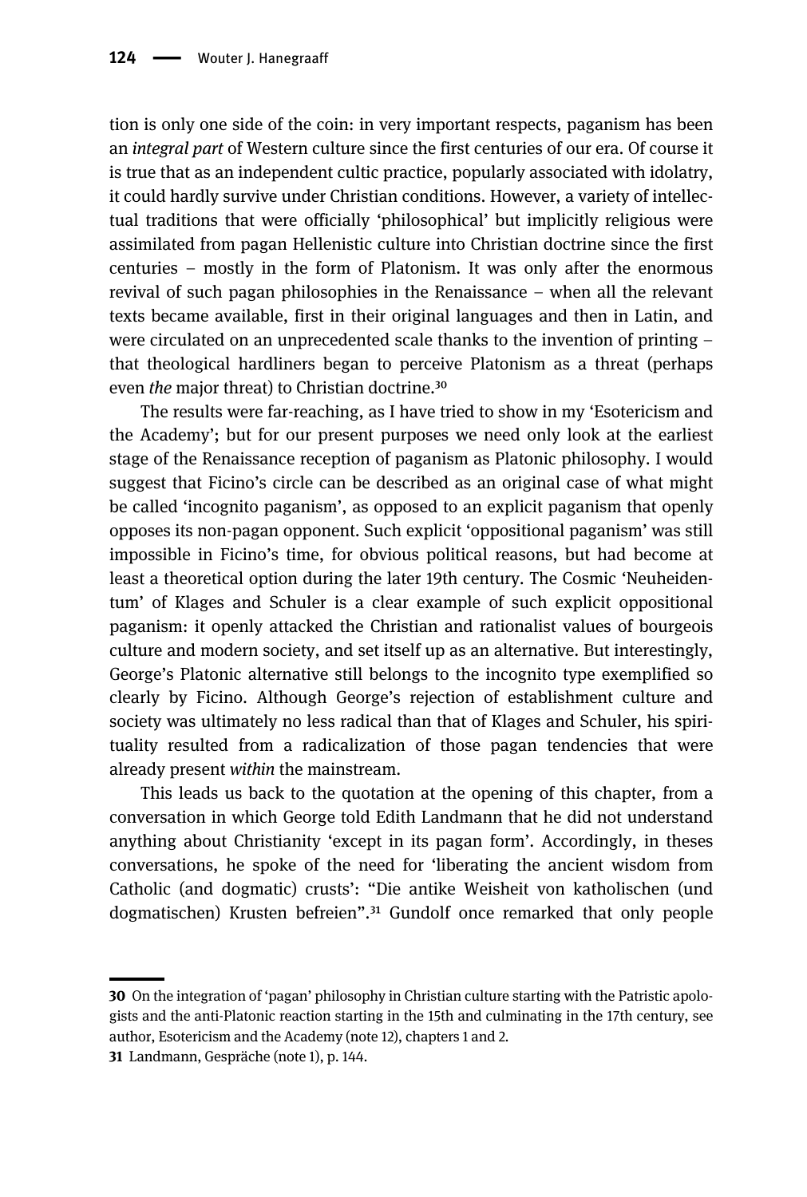tion is only one side of the coin: in very important respects, paganism has been an *integral part* of Western culture since the first centuries of our era. Of course it is true that as an independent cultic practice, popularly associated with idolatry, it could hardly survive under Christian conditions. However, a variety of intellectual traditions that were officially 'philosophical' but implicitly religious were assimilated from pagan Hellenistic culture into Christian doctrine since the first centuries – mostly in the form of Platonism. It was only after the enormous revival of such pagan philosophies in the Renaissance – when all the relevant texts became available, first in their original languages and then in Latin, and were circulated on an unprecedented scale thanks to the invention of printing – that theological hardliners began to perceive Platonism as a threat (perhaps even *the* major threat) to Christian doctrine.[30]

The results were far-reaching, as I have tried to show in my 'Esotericism and the Academy'; but for our present purposes we need only look at the earliest stage of the Renaissance reception of paganism as Platonic philosophy. I would suggest that Ficino's circle can be described as an original case of what might be called 'incognito paganism', as opposed to an explicit paganism that openly opposes its non-pagan opponent. Such explicit 'oppositional paganism' was still impossible in Ficino's time, for obvious political reasons, but had become at least a theoretical option during the later 19th century. The Cosmic 'Neuheidentum' of Klages and Schuler is a clear example of such explicit oppositional paganism: it openly attacked the Christian and rationalist values of bourgeois culture and modern society, and set itself up as an alternative. But interestingly, George's Platonic alternative still belongs to the incognito type exemplified so clearly by Ficino. Although George's rejection of establishment culture and society was ultimately no less radical than that of Klages and Schuler, his spirituality resulted from a radicalization of those pagan tendencies that were already present *within* the mainstream.

This leads us back to the quotation at the opening of this chapter, from a conversation in which George told Edith Landmann that he did not understand anything about Christianity 'except in its pagan form'. Accordingly, in theses conversations, he spoke of the need for 'liberating the ancient wisdom from Catholic (and dogmatic) crusts': "Die antike Weisheit von katholischen (und dogmatischen) Krusten befreien".[31] Gundolf once remarked that only people

---

**30** On the integration of 'pagan' philosophy in Christian culture starting with the Patristic apologists and the anti-Platonic reaction starting in the 15th and culminating in the 17th century, see author, Esotericism and the Academy (note 12), chapters 1 and 2.

**31** Landmann, Gespräche (note 1), p. 144.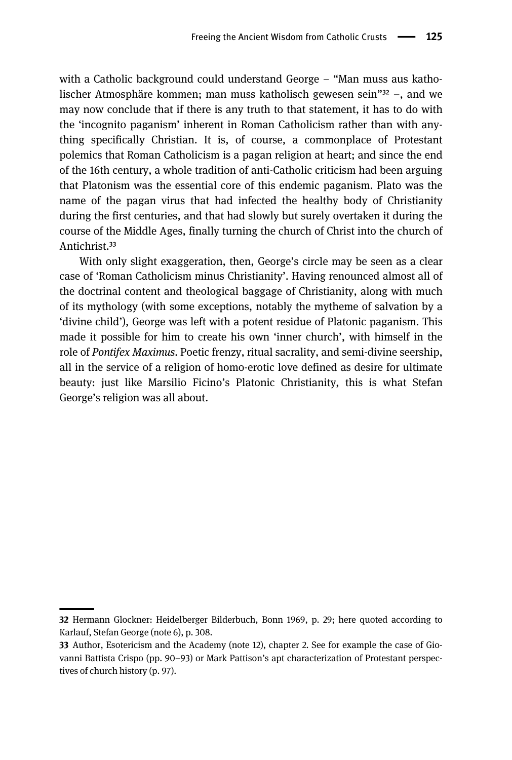with a Catholic background could understand George – "Man muss aus katholischer Atmosphäre kommen; man muss katholisch gewesen sein"[32] –, and we may now conclude that if there is any truth to that statement, it has to do with the 'incognito paganism' inherent in Roman Catholicism rather than with anything specifically Christian. It is, of course, a commonplace of Protestant polemics that Roman Catholicism is a pagan religion at heart; and since the end of the 16th century, a whole tradition of anti-Catholic criticism had been arguing that Platonism was the essential core of this endemic paganism. Plato was the name of the pagan virus that had infected the healthy body of Christianity during the first centuries, and that had slowly but surely overtaken it during the course of the Middle Ages, finally turning the church of Christ into the church of Antichrist.[33]

With only slight exaggeration, then, George's circle may be seen as a clear case of 'Roman Catholicism minus Christianity'. Having renounced almost all of the doctrinal content and theological baggage of Christianity, along with much of its mythology (with some exceptions, notably the mytheme of salvation by a 'divine child'), George was left with a potent residue of Platonic paganism. This made it possible for him to create his own 'inner church', with himself in the role of *Pontifex Maximus*. Poetic frenzy, ritual sacrality, and semi-divine seership, all in the service of a religion of homo-erotic love defined as desire for ultimate beauty: just like Marsilio Ficino's Platonic Christianity, this is what Stefan George's religion was all about.

---

**32** Hermann Glockner: Heidelberger Bilderbuch, Bonn 1969, p. 29; here quoted according to Karlauf, Stefan George (note 6), p. 308.

**33** Author, Esotericism and the Academy (note 12), chapter 2. See for example the case of Giovanni Battista Crispo (pp. 90–93) or Mark Pattison's apt characterization of Protestant perspectives of church history (p. 97).